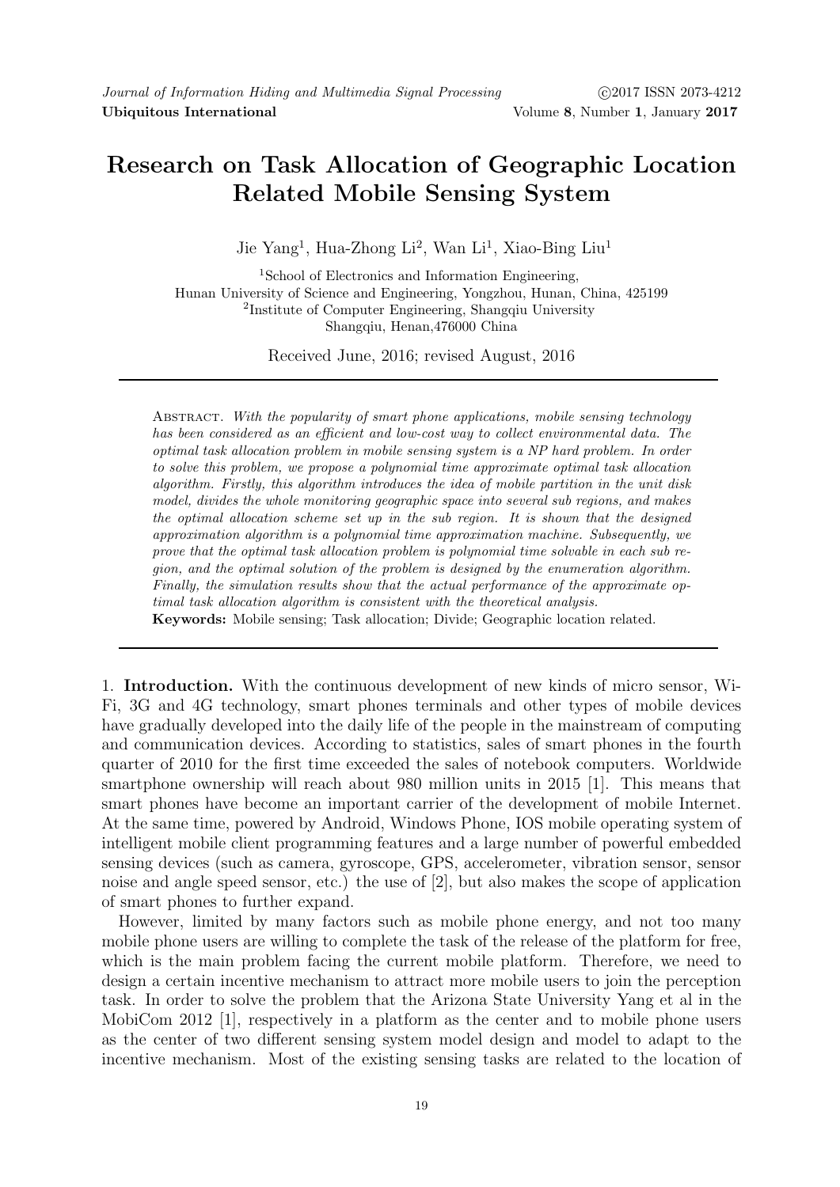# Research on Task Allocation of Geographic Location Related Mobile Sensing System

Jie Yang[1], Hua-Zhong Li[2], Wan Li[1], Xiao-Bing Liu[1]

[1]School of Electronics and Information Engineering,
Hunan University of Science and Engineering, Yongzhou, Hunan, China, 425199
[2]Institute of Computer Engineering, Shangqiu University
Shangqiu, Henan,476000 China

Received June, 2016; revised August, 2016

Abstract. *With the popularity of smart phone applications, mobile sensing technology has been considered as an efficient and low-cost way to collect environmental data. The optimal task allocation problem in mobile sensing system is a NP hard problem. In order to solve this problem, we propose a polynomial time approximate optimal task allocation algorithm. Firstly, this algorithm introduces the idea of mobile partition in the unit disk model, divides the whole monitoring geographic space into several sub regions, and makes the optimal allocation scheme set up in the sub region. It is shown that the designed approximation algorithm is a polynomial time approximation machine. Subsequently, we prove that the optimal task allocation problem is polynomial time solvable in each sub region, and the optimal solution of the problem is designed by the enumeration algorithm. Finally, the simulation results show that the actual performance of the approximate optimal task allocation algorithm is consistent with the theoretical analysis.*

**Keywords:** Mobile sensing; Task allocation; Divide; Geographic location related.

## 1. Introduction.

With the continuous development of new kinds of micro sensor, Wi-Fi, 3G and 4G technology, smart phones terminals and other types of mobile devices have gradually developed into the daily life of the people in the mainstream of computing and communication devices. According to statistics, sales of smart phones in the fourth quarter of 2010 for the first time exceeded the sales of notebook computers. Worldwide smartphone ownership will reach about 980 million units in 2015 [1]. This means that smart phones have become an important carrier of the development of mobile Internet. At the same time, powered by Android, Windows Phone, IOS mobile operating system of intelligent mobile client programming features and a large number of powerful embedded sensing devices (such as camera, gyroscope, GPS, accelerometer, vibration sensor, sensor noise and angle speed sensor, etc.) the use of [2], but also makes the scope of application of smart phones to further expand.

However, limited by many factors such as mobile phone energy, and not too many mobile phone users are willing to complete the task of the release of the platform for free, which is the main problem facing the current mobile platform. Therefore, we need to design a certain incentive mechanism to attract more mobile users to join the perception task. In order to solve the problem that the Arizona State University Yang et al in the MobiCom 2012 [1], respectively in a platform as the center and to mobile phone users as the center of two different sensing system model design and model to adapt to the incentive mechanism. Most of the existing sensing tasks are related to the location of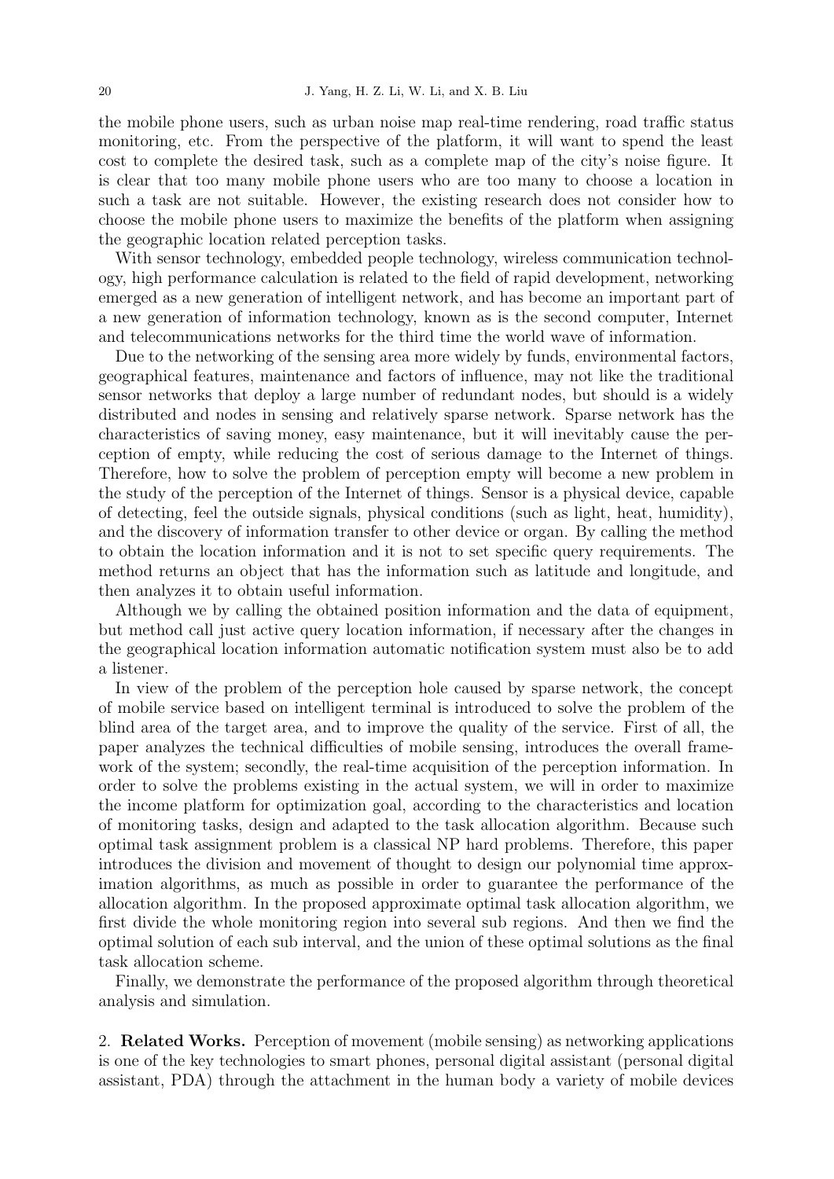the mobile phone users, such as urban noise map real-time rendering, road traffic status monitoring, etc. From the perspective of the platform, it will want to spend the least cost to complete the desired task, such as a complete map of the city's noise figure. It is clear that too many mobile phone users who are too many to choose a location in such a task are not suitable. However, the existing research does not consider how to choose the mobile phone users to maximize the benefits of the platform when assigning the geographic location related perception tasks.

With sensor technology, embedded people technology, wireless communication technology, high performance calculation is related to the field of rapid development, networking emerged as a new generation of intelligent network, and has become an important part of a new generation of information technology, known as is the second computer, Internet and telecommunications networks for the third time the world wave of information.

Due to the networking of the sensing area more widely by funds, environmental factors, geographical features, maintenance and factors of influence, may not like the traditional sensor networks that deploy a large number of redundant nodes, but should is a widely distributed and nodes in sensing and relatively sparse network. Sparse network has the characteristics of saving money, easy maintenance, but it will inevitably cause the perception of empty, while reducing the cost of serious damage to the Internet of things. Therefore, how to solve the problem of perception empty will become a new problem in the study of the perception of the Internet of things. Sensor is a physical device, capable of detecting, feel the outside signals, physical conditions (such as light, heat, humidity), and the discovery of information transfer to other device or organ. By calling the method to obtain the location information and it is not to set specific query requirements. The method returns an object that has the information such as latitude and longitude, and then analyzes it to obtain useful information.

Although we by calling the obtained position information and the data of equipment, but method call just active query location information, if necessary after the changes in the geographical location information automatic notification system must also be to add a listener.

In view of the problem of the perception hole caused by sparse network, the concept of mobile service based on intelligent terminal is introduced to solve the problem of the blind area of the target area, and to improve the quality of the service. First of all, the paper analyzes the technical difficulties of mobile sensing, introduces the overall framework of the system; secondly, the real-time acquisition of the perception information. In order to solve the problems existing in the actual system, we will in order to maximize the income platform for optimization goal, according to the characteristics and location of monitoring tasks, design and adapted to the task allocation algorithm. Because such optimal task assignment problem is a classical NP hard problems. Therefore, this paper introduces the division and movement of thought to design our polynomial time approximation algorithms, as much as possible in order to guarantee the performance of the allocation algorithm. In the proposed approximate optimal task allocation algorithm, we first divide the whole monitoring region into several sub regions. And then we find the optimal solution of each sub interval, and the union of these optimal solutions as the final task allocation scheme.

Finally, we demonstrate the performance of the proposed algorithm through theoretical analysis and simulation.

## 2. Related Works.

Perception of movement (mobile sensing) as networking applications is one of the key technologies to smart phones, personal digital assistant (personal digital assistant, PDA) through the attachment in the human body a variety of mobile devices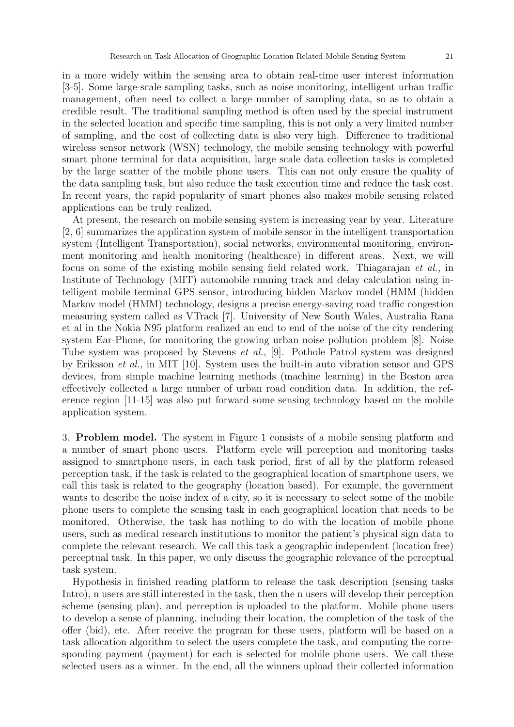in a more widely within the sensing area to obtain real-time user interest information [3-5]. Some large-scale sampling tasks, such as noise monitoring, intelligent urban traffic management, often need to collect a large number of sampling data, so as to obtain a credible result. The traditional sampling method is often used by the special instrument in the selected location and specific time sampling, this is not only a very limited number of sampling, and the cost of collecting data is also very high. Difference to traditional wireless sensor network (WSN) technology, the mobile sensing technology with powerful smart phone terminal for data acquisition, large scale data collection tasks is completed by the large scatter of the mobile phone users. This can not only ensure the quality of the data sampling task, but also reduce the task execution time and reduce the task cost. In recent years, the rapid popularity of smart phones also makes mobile sensing related applications can be truly realized.

At present, the research on mobile sensing system is increasing year by year. Literature [2, 6] summarizes the application system of mobile sensor in the intelligent transportation system (Intelligent Transportation), social networks, environmental monitoring, environment monitoring and health monitoring (healthcare) in different areas. Next, we will focus on some of the existing mobile sensing field related work. Thiagarajan *et al.,* in Institute of Technology (MIT) automobile running track and delay calculation using intelligent mobile terminal GPS sensor, introducing hidden Markov model (HMM (hidden Markov model (HMM) technology, designs a precise energy-saving road traffic congestion measuring system called as VTrack [7]. University of New South Wales, Australia Rana et al in the Nokia N95 platform realized an end to end of the noise of the city rendering system Ear-Phone, for monitoring the growing urban noise pollution problem [8]. Noise Tube system was proposed by Stevens *et al.*, [9]. Pothole Patrol system was designed by Eriksson *et al.,* in MIT [10]. System uses the built-in auto vibration sensor and GPS devices, from simple machine learning methods (machine learning) in the Boston area effectively collected a large number of urban road condition data. In addition, the reference region [11-15] was also put forward some sensing technology based on the mobile application system.

3. **Problem model.** The system in Figure 1 consists of a mobile sensing platform and a number of smart phone users. Platform cycle will perception and monitoring tasks assigned to smartphone users, in each task period, first of all by the platform released perception task, if the task is related to the geographical location of smartphone users, we call this task is related to the geography (location based). For example, the government wants to describe the noise index of a city, so it is necessary to select some of the mobile phone users to complete the sensing task in each geographical location that needs to be monitored. Otherwise, the task has nothing to do with the location of mobile phone users, such as medical research institutions to monitor the patient's physical sign data to complete the relevant research. We call this task a geographic independent (location free) perceptual task. In this paper, we only discuss the geographic relevance of the perceptual task system.

Hypothesis in finished reading platform to release the task description (sensing tasks Intro), n users are still interested in the task, then the n users will develop their perception scheme (sensing plan), and perception is uploaded to the platform. Mobile phone users to develop a sense of planning, including their location, the completion of the task of the offer (bid), etc. After receive the program for these users, platform will be based on a task allocation algorithm to select the users complete the task, and computing the corresponding payment (payment) for each is selected for mobile phone users. We call these selected users as a winner. In the end, all the winners upload their collected information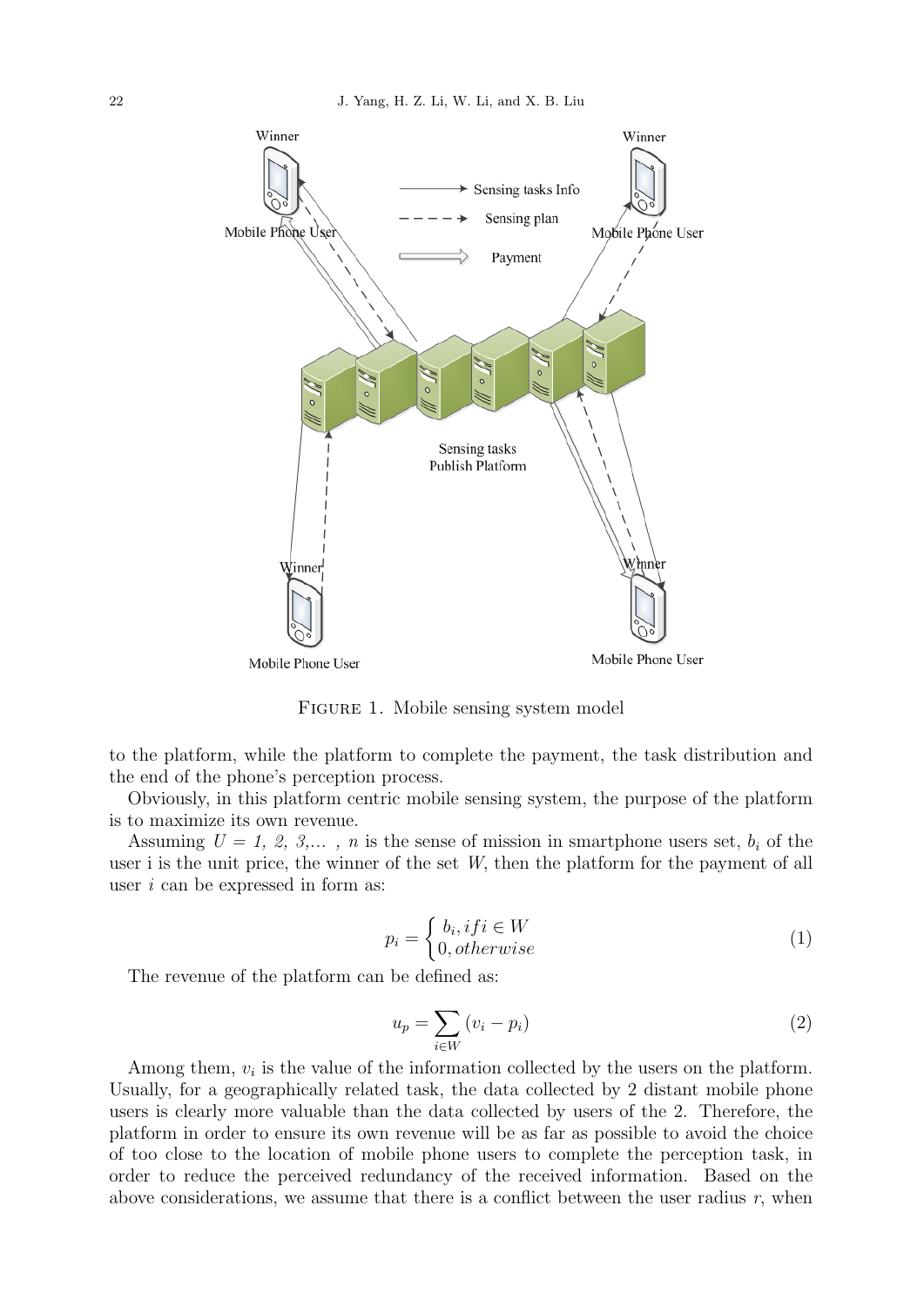FIGURE 1. Mobile sensing system model

to the platform, while the platform to complete the payment, the task distribution and the end of the phone's perception process.

Obviously, in this platform centric mobile sensing system, the purpose of the platform is to maximize its own revenue.

Assuming $U = 1, 2, 3, \ldots, n$ is the sense of mission in smartphone users set, $b_i$ of the user i is the unit price, the winner of the set $W$, then the platform for the payment of all user $i$ can be expressed in form as:

$$p_i = \begin{cases} b_i, if i \in W \\ 0, otherwise \end{cases} \tag{1}$$

The revenue of the platform can be defined as:

$$u_p = \sum_{i \in W} (v_i - p_i) \tag{2}$$

Among them, $v_i$ is the value of the information collected by the users on the platform. Usually, for a geographically related task, the data collected by 2 distant mobile phone users is clearly more valuable than the data collected by users of the 2. Therefore, the platform in order to ensure its own revenue will be as far as possible to avoid the choice of too close to the location of mobile phone users to complete the perception task, in order to reduce the perceived redundancy of the received information. Based on the above considerations, we assume that there is a conflict between the user radius $r$, when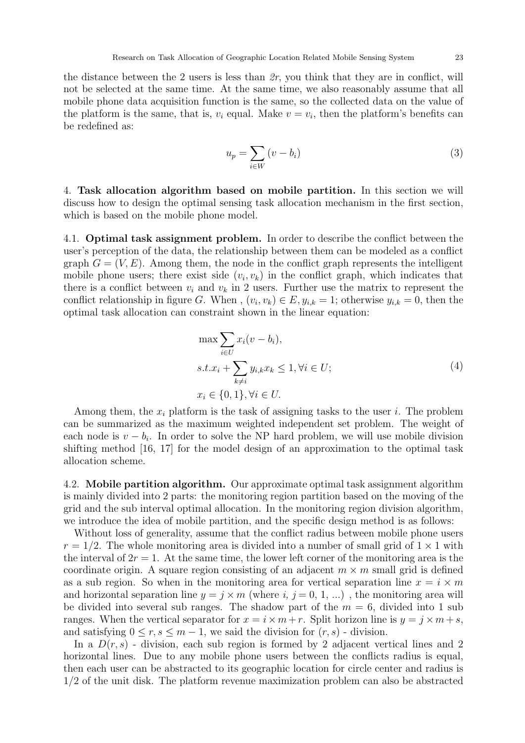the distance between the 2 users is less than *2r*, you think that they are in conflict, will not be selected at the same time. At the same time, we also reasonably assume that all mobile phone data acquisition function is the same, so the collected data on the value of the platform is the same, that is, $v_i$ equal. Make $v = v_i$, then the platform's benefits can be redefined as:

$$u_p = \sum_{i \in W} (v - b_i) \tag{3}$$

## 4. Task allocation algorithm based on mobile partition.

In this section we will discuss how to design the optimal sensing task allocation mechanism in the first section, which is based on the mobile phone model.

### 4.1. Optimal task assignment problem.

In order to describe the conflict between the user's perception of the data, the relationship between them can be modeled as a conflict graph $G = (V, E)$. Among them, the node in the conflict graph represents the intelligent mobile phone users; there exist side $(v_i, v_k)$ in the conflict graph, which indicates that there is a conflict between $v_i$ and $v_k$ in 2 users. Further use the matrix to represent the conflict relationship in figure $G$. When , $(v_i, v_k) \in E, y_{i,k} = 1$; otherwise $y_{i,k} = 0$, then the optimal task allocation can constraint shown in the linear equation:

$$\begin{aligned}
&\max \sum_{i \in U} x_i(v - b_i), \\
&s.t. x_i + \sum_{k \neq i} y_{i,k} x_k \leq 1, \forall i \in U; \\
&x_i \in \{0, 1\}, \forall i \in U.
\end{aligned} \tag{4}$$

Among them, the $x_i$ platform is the task of assigning tasks to the user $i$. The problem can be summarized as the maximum weighted independent set problem. The weight of each node is $v - b_i$. In order to solve the NP hard problem, we will use mobile division shifting method [16, 17] for the model design of an approximation to the optimal task allocation scheme.

### 4.2. Mobile partition algorithm.

Our approximate optimal task assignment algorithm is mainly divided into 2 parts: the monitoring region partition based on the moving of the grid and the sub interval optimal allocation. In the monitoring region division algorithm, we introduce the idea of mobile partition, and the specific design method is as follows:

Without loss of generality, assume that the conflict radius between mobile phone users $r = 1/2$. The whole monitoring area is divided into a number of small grid of $1 \times 1$ with the interval of $2r = 1$. At the same time, the lower left corner of the monitoring area is the coordinate origin. A square region consisting of an adjacent $m \times m$ small grid is defined as a sub region. So when in the monitoring area for vertical separation line $x = i \times m$ and horizontal separation line $y = j \times m$ (where *i, j* = 0, 1, ...) , the monitoring area will be divided into several sub ranges. The shadow part of the $m = 6$, divided into 1 sub ranges. When the vertical separator for $x = i \times m + r$. Split horizon line is $y = j \times m + s$, and satisfying $0 \leq r, s \leq m - 1$, we said the division for $(r, s)$ - division.

In a $D(r, s)$ - division, each sub region is formed by 2 adjacent vertical lines and 2 horizontal lines. Due to any mobile phone users between the conflicts radius is equal, then each user can be abstracted to its geographic location for circle center and radius is 1/2 of the unit disk. The platform revenue maximization problem can also be abstracted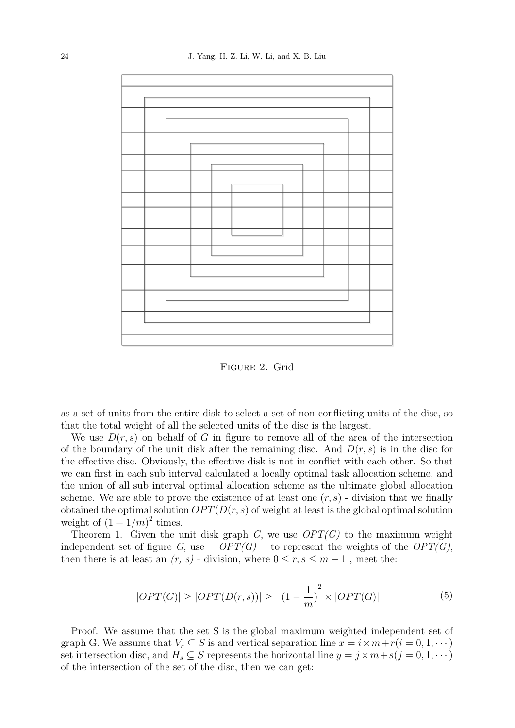FIGURE 2. Grid

as a set of units from the entire disk to select a set of non-conflicting units of the disc, so that the total weight of all the selected units of the disc is the largest.

We use $D(r,s)$ on behalf of $G$ in figure to remove all of the area of the intersection of the boundary of the unit disk after the remaining disc. And $D(r,s)$ is in the disc for the effective disc. Obviously, the effective disk is not in conflict with each other. So that we can first in each sub interval calculated a locally optimal task allocation scheme, and the union of all sub interval optimal allocation scheme as the ultimate global allocation scheme. We are able to prove the existence of at least one $(r,s)$ - division that we finally obtained the optimal solution $OPT(D(r,s)$ of weight at least is the global optimal solution weight of $(1-1/m)^2$ times.

Theorem 1. Given the unit disk graph $G$, we use *OPT(G)* to the maximum weight independent set of figure $G$, use *—OPT(G)—* to represent the weights of the *OPT(G)*, then there is at least an *(r, s)* - division, where $0 \leq r,s \leq m-1$ , meet the:

$$|OPT(G)| \geq |OPT(D(r,s))| \geq \ (1-\frac{1}{m})^{2} \times |OPT(G)| \tag{5}$$

Proof. We assume that the set S is the global maximum weighted independent set of graph G. We assume that $V_r \subseteq S$ is and vertical separation line $x = i \times m + r (i = 0, 1, \cdots)$ set intersection disc, and $H_s \subseteq S$ represents the horizontal line $y = j \times m + s (j = 0, 1, \cdots)$ of the intersection of the set of the disc, then we can get: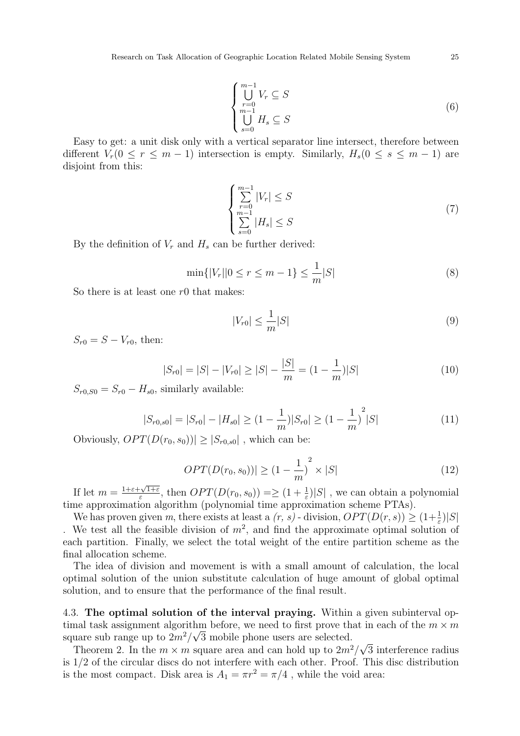$$
\begin{cases} \bigcup\limits_{r=0}^{m-1} V_r \subseteq S \\ \bigcup\limits_{s=0}^{m-1} H_s \subseteq S \end{cases} \tag{6}
$$

Easy to get: a unit disk only with a vertical separator line intersect, therefore between different $V_r(0 \leq r \leq m-1)$ intersection is empty. Similarly, $H_s(0 \leq s \leq m-1)$ are disjoint from this:

$$
\begin{cases} \sum\limits_{r=0}^{m-1} |V_r| \leq S \\ \sum\limits_{s=0}^{m-1} |H_s| \leq S \end{cases} \tag{7}
$$

By the definition of $V_r$ and $H_s$ can be further derived:

$$
\min\{|V_r||0 \leq r \leq m-1\} \leq \frac{1}{m}|S| \tag{8}
$$

So there is at least one $r0$ that makes:

$$
|V_{r0}| \leq \frac{1}{m}|S| \tag{9}
$$

$S_{r0} = S - V_{r0}$, then:

$$
|S_{r0}| = |S| - |V_{r0}| \geq |S| - \frac{|S|}{m} = (1 - \frac{1}{m})|S| \tag{10}
$$

$S_{r0,S0} = S_{r0} - H_{s0}$, similarly available:

$$
|S_{r0,s0}| = |S_{r0}| - |H_{s0}| \geq (1 - \frac{1}{m})|S_{r0}| \geq (1 - \frac{1}{m})^2 |S| \tag{11}
$$

Obviously, $OPT(D(r_0, s_0))| \geq |S_{r0,s0}|$ , which can be:

$$
OPT(D(r_0, s_0))| \geq (1 - \frac{1}{m})^2 \times |S| \tag{12}
$$

If let $m = \frac{1+\varepsilon+\sqrt{1+\varepsilon}}{\varepsilon}$, then $OPT(D(r_0, s_0)) = \geq (1 + \frac{1}{\varepsilon})|S|$ , we can obtain a polynomial time approximation algorithm (polynomial time approximation scheme PTAs).

We has proven given $m$, there exists at least a *(r, s)* - division, $OPT(D(r, s)) \geq (1 + \frac{1}{\varepsilon})|S|$ . We test all the feasible division of $m^2$, and find the approximate optimal solution of each partition. Finally, we select the total weight of the entire partition scheme as the final allocation scheme.

The idea of division and movement is with a small amount of calculation, the local optimal solution of the union substitute calculation of huge amount of global optimal solution, and to ensure that the performance of the final result.

4.3. **The optimal solution of the interval praying.** Within a given subinterval optimal task assignment algorithm before, we need to first prove that in each of the $m \times m$ square sub range up to $2m^2/\sqrt{3}$ mobile phone users are selected.

Theorem 2. In the $m \times m$ square area and can hold up to $2m^2/\sqrt{3}$ interference radius is 1/2 of the circular discs do not interfere with each other. Proof. This disc distribution is the most compact. Disk area is $A_1 = \pi r^2 = \pi/4$ , while the void area: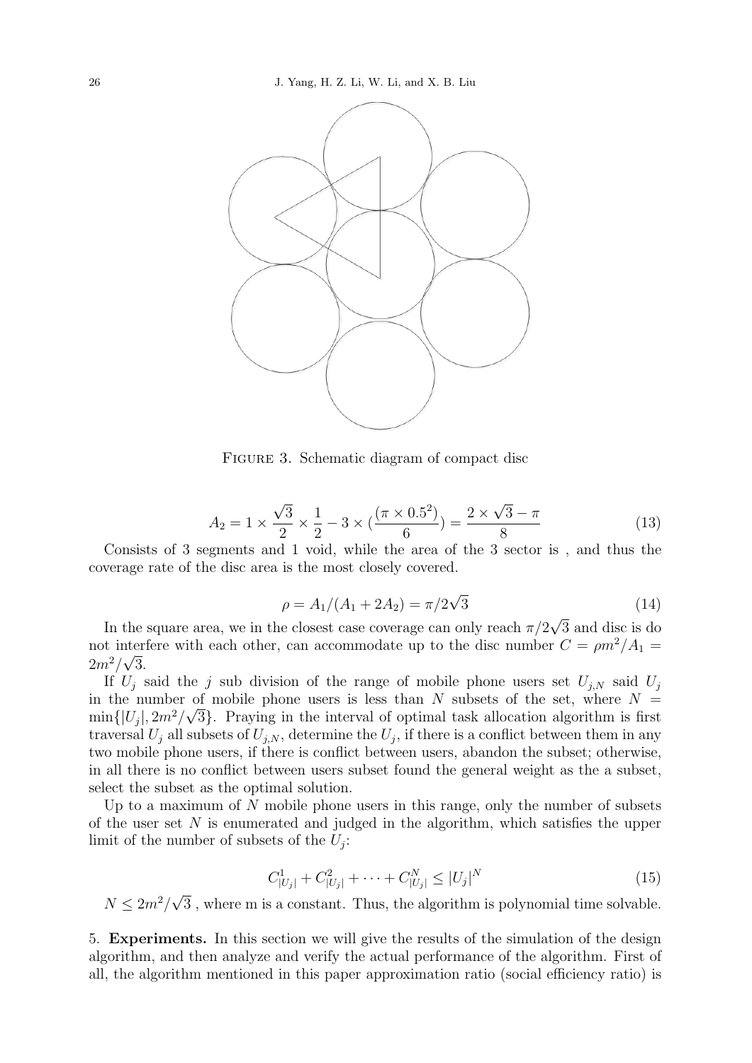Figure 3. Schematic diagram of compact disc

$$A_2 = 1 \times \frac{\sqrt{3}}{2} \times \frac{1}{2} - 3 \times (\frac{(\pi \times 0.5^2)}{6}) = \frac{2 \times \sqrt{3} - \pi}{8} \tag{13}$$

Consists of 3 segments and 1 void, while the area of the 3 sector is , and thus the coverage rate of the disc area is the most closely covered.

$$\rho = A_1/(A_1 + 2A_2) = \pi/2\sqrt{3} \tag{14}$$

In the square area, we in the closest case coverage can only reach $\pi/2\sqrt{3}$ and disc is do not interfere with each other, can accommodate up to the disc number $C = \rho m^2/A_1 = 2m^2/\sqrt{3}$.

If $U_j$ said the $j$ sub division of the range of mobile phone users set $U_{j,N}$ said $U_j$ in the number of mobile phone users is less than $N$ subsets of the set, where $N = \min\{|U_j|, 2m^2/\sqrt{3}\}$. Praying in the interval of optimal task allocation algorithm is first traversal $U_j$ all subsets of $U_{j,N}$, determine the $U_j$, if there is a conflict between them in any two mobile phone users, if there is conflict between users, abandon the subset; otherwise, in all there is no conflict between users subset found the general weight as the a subset, select the subset as the optimal solution.

Up to a maximum of $N$ mobile phone users in this range, only the number of subsets of the user set $N$ is enumerated and judged in the algorithm, which satisfies the upper limit of the number of subsets of the $U_j$:

$$C^1_{|U_j|} + C^2_{|U_j|} + \cdots + C^N_{|U_j|} \leq |U_j|^N \tag{15}$$

$N \leq 2m^2/\sqrt{3}$ , where m is a constant. Thus, the algorithm is polynomial time solvable.

5. **Experiments.** In this section we will give the results of the simulation of the design algorithm, and then analyze and verify the actual performance of the algorithm. First of all, the algorithm mentioned in this paper approximation ratio (social efficiency ratio) is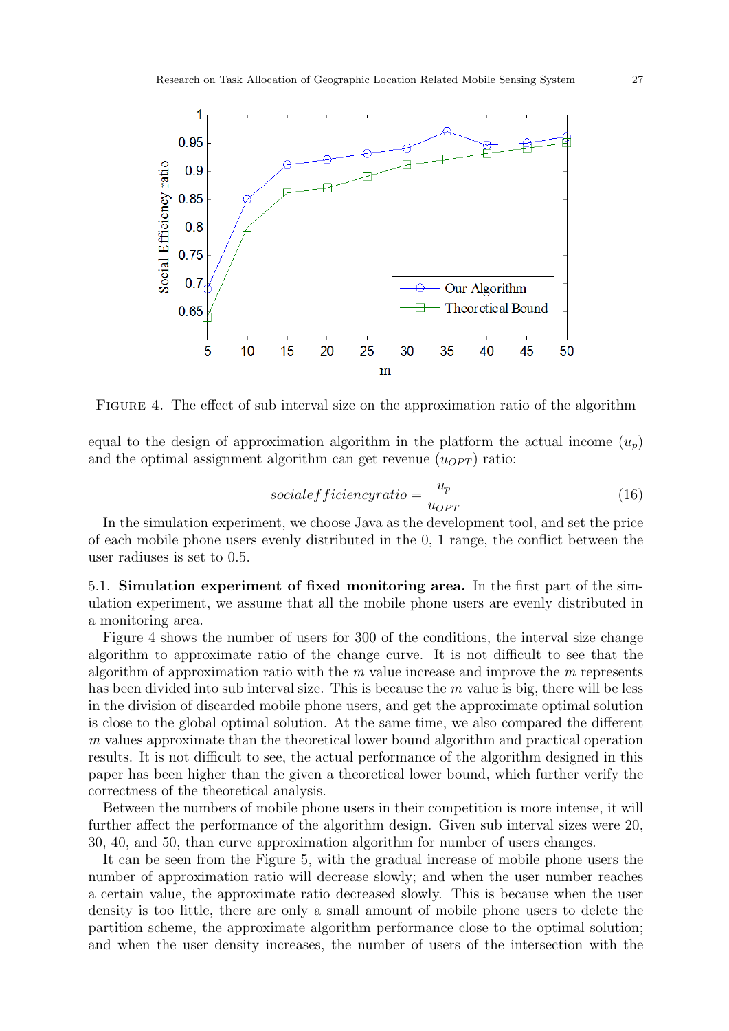FIGURE 4. The effect of sub interval size on the approximation ratio of the algorithm

equal to the design of approximation algorithm in the platform the actual income ($u_p$) and the optimal assignment algorithm can get revenue ($u_{OPT}$) ratio:

$$socialefficiencyratio = \frac{u_p}{u_{OPT}} \tag{16}$$

In the simulation experiment, we choose Java as the development tool, and set the price of each mobile phone users evenly distributed in the 0, 1 range, the conflict between the user radiuses is set to 0.5.

5.1. **Simulation experiment of fixed monitoring area.** In the first part of the simulation experiment, we assume that all the mobile phone users are evenly distributed in a monitoring area.

Figure 4 shows the number of users for 300 of the conditions, the interval size change algorithm to approximate ratio of the change curve. It is not difficult to see that the algorithm of approximation ratio with the $m$ value increase and improve the $m$ represents has been divided into sub interval size. This is because the $m$ value is big, there will be less in the division of discarded mobile phone users, and get the approximate optimal solution is close to the global optimal solution. At the same time, we also compared the different $m$ values approximate than the theoretical lower bound algorithm and practical operation results. It is not difficult to see, the actual performance of the algorithm designed in this paper has been higher than the given a theoretical lower bound, which further verify the correctness of the theoretical analysis.

Between the numbers of mobile phone users in their competition is more intense, it will further affect the performance of the algorithm design. Given sub interval sizes were 20, 30, 40, and 50, than curve approximation algorithm for number of users changes.

It can be seen from the Figure 5, with the gradual increase of mobile phone users the number of approximation ratio will decrease slowly; and when the user number reaches a certain value, the approximate ratio decreased slowly. This is because when the user density is too little, there are only a small amount of mobile phone users to delete the partition scheme, the approximate algorithm performance close to the optimal solution; and when the user density increases, the number of users of the intersection with the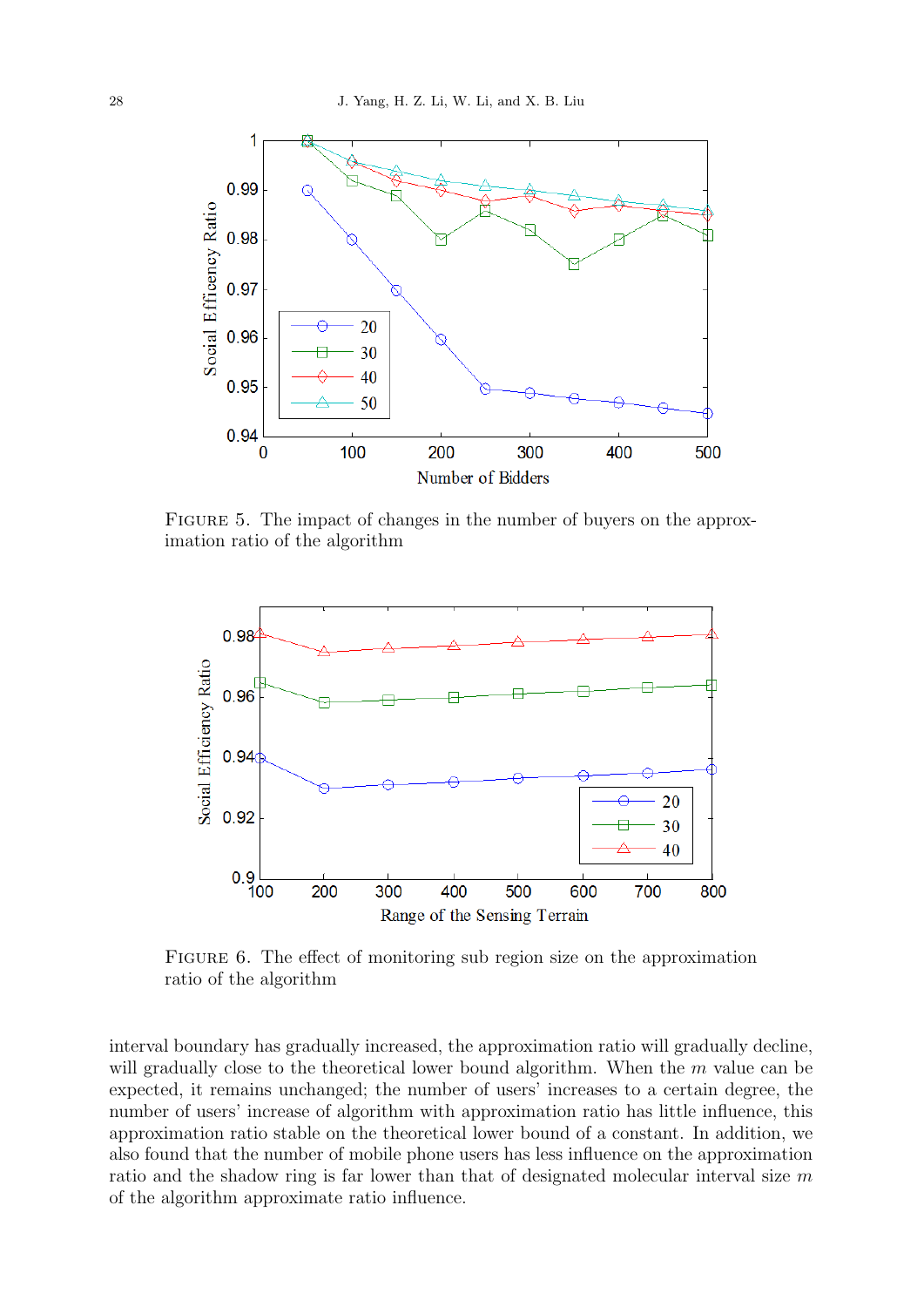FIGURE 5. The impact of changes in the number of buyers on the approximation ratio of the algorithm

FIGURE 6. The effect of monitoring sub region size on the approximation ratio of the algorithm

interval boundary has gradually increased, the approximation ratio will gradually decline, will gradually close to the theoretical lower bound algorithm. When the $m$ value can be expected, it remains unchanged; the number of users' increases to a certain degree, the number of users' increase of algorithm with approximation ratio has little influence, this approximation ratio stable on the theoretical lower bound of a constant. In addition, we also found that the number of mobile phone users has less influence on the approximation ratio and the shadow ring is far lower than that of designated molecular interval size $m$ of the algorithm approximate ratio influence.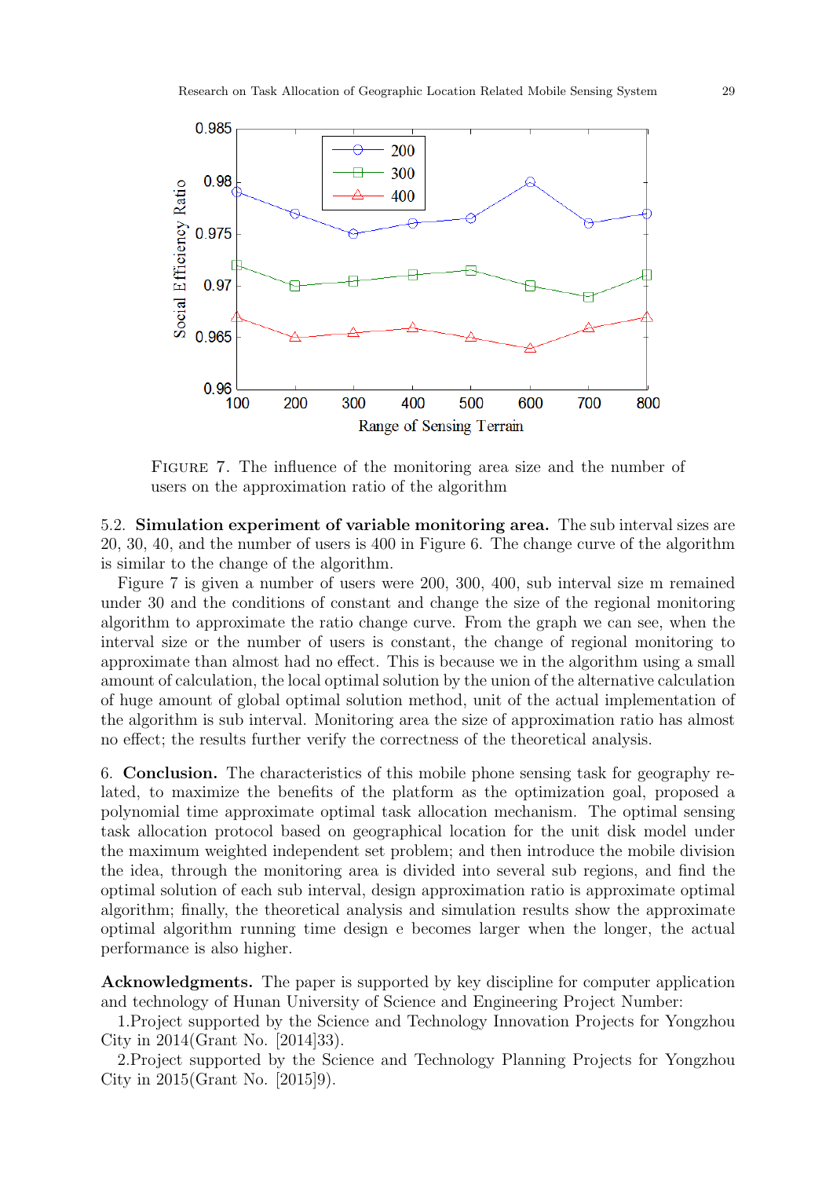FIGURE 7. The influence of the monitoring area size and the number of users on the approximation ratio of the algorithm

5.2. **Simulation experiment of variable monitoring area.** The sub interval sizes are 20, 30, 40, and the number of users is 400 in Figure 6. The change curve of the algorithm is similar to the change of the algorithm.

Figure 7 is given a number of users were 200, 300, 400, sub interval size m remained under 30 and the conditions of constant and change the size of the regional monitoring algorithm to approximate the ratio change curve. From the graph we can see, when the interval size or the number of users is constant, the change of regional monitoring to approximate than almost had no effect. This is because we in the algorithm using a small amount of calculation, the local optimal solution by the union of the alternative calculation of huge amount of global optimal solution method, unit of the actual implementation of the algorithm is sub interval. Monitoring area the size of approximation ratio has almost no effect; the results further verify the correctness of the theoretical analysis.

6. **Conclusion.** The characteristics of this mobile phone sensing task for geography related, to maximize the benefits of the platform as the optimization goal, proposed a polynomial time approximate optimal task allocation mechanism. The optimal sensing task allocation protocol based on geographical location for the unit disk model under the maximum weighted independent set problem; and then introduce the mobile division the idea, through the monitoring area is divided into several sub regions, and find the optimal solution of each sub interval, design approximation ratio is approximate optimal algorithm; finally, the theoretical analysis and simulation results show the approximate optimal algorithm running time design e becomes larger when the longer, the actual performance is also higher.

**Acknowledgments.** The paper is supported by key discipline for computer application and technology of Hunan University of Science and Engineering Project Number:

1.Project supported by the Science and Technology Innovation Projects for Yongzhou City in 2014(Grant No. [2014]33).

2.Project supported by the Science and Technology Planning Projects for Yongzhou City in 2015(Grant No. [2015]9).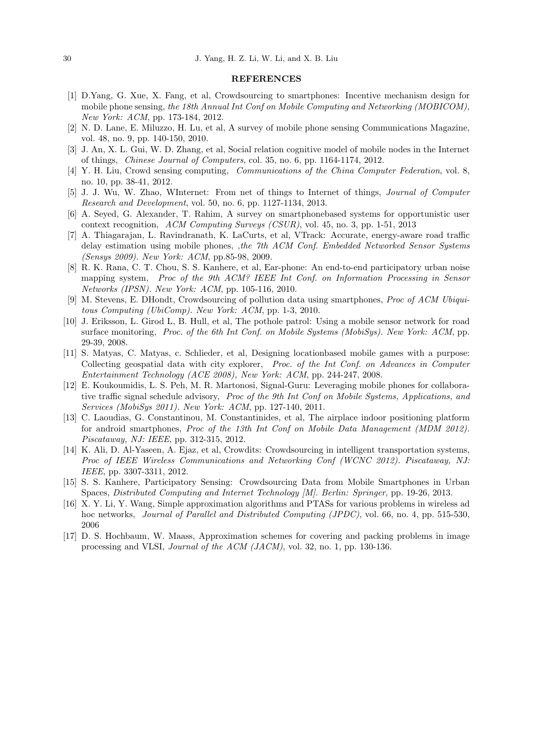## REFERENCES

[1] D.Yang, G. Xue, X. Fang, et al, Crowdsourcing to smartphones: Incentive mechanism design for mobile phone sensing, *the 18th Annual Int Conf on Mobile Computing and Networking (MOBICOM), New York: ACM*, pp. 173-184, 2012.

[2] N. D. Lane, E. Miluzzo, H. Lu, et al, A survey of mobile phone sensing Communications Magazine, vol. 48, no. 9, pp. 140-150, 2010.

[3] J. An, X. L. Gui, W. D. Zhang, et al, Social relation cognitive model of mobile nodes in the Internet of things, *Chinese Journal of Computers*, col. 35, no. 6, pp. 1164-1174, 2012.

[4] Y. H. Liu, Crowd sensing computing, *Communications of the China Computer Federation*, vol. 8, no. 10, pp. 38-41, 2012.

[5] J. J. Wu, W. Zhao, WInternet: From net of things to Internet of things, *Journal of Computer Research and Development*, vol. 50, no. 6, pp. 1127-1134, 2013.

[6] A. Seyed, G. Alexander, T. Rahim, A survey on smartphonebased systems for opportunistic user context recognition, *ACM Computing Surveys (CSUR)*, vol. 45, no. 3, pp. 1-51, 2013

[7] A. Thiagarajan, L. Ravindranath, K. LaCurts, et al, VTrack: Accurate, energy-aware road traffic delay estimation using mobile phones, ,*the 7th ACM Conf. Embedded Networked Sensor Systems (Sensys 2009). New York: ACM*, pp.85-98, 2009.

[8] R. K. Rana, C. T. Chou, S. S. Kanhere, et al, Ear-phone: An end-to-end participatory urban noise mapping system, *Proc of the 9th ACM? IEEE Int Conf. on Information Processing in Sensor Networks (IPSN). New York: ACM*, pp. 105-116, 2010.

[9] M. Stevens, E. DHondt, Crowdsourcing of pollution data using smartphones, *Proc of ACM Ubiquitous Computing (UbiComp). New York: ACM*, pp. 1-3, 2010.

[10] J. Eriksson, L. Girod L, B. Hull, et al, The pothole patrol: Using a mobile sensor network for road surface monitoring, *Proc. of the 6th Int Conf. on Mobile Systems (MobiSys). New York: ACM*, pp. 29-39, 2008.

[11] S. Matyas, C. Matyas, c. Schlieder, et al, Designing locationbased mobile games with a purpose: Collecting geospatial data with city explorer, *Proc. of the Int Conf. on Advances in Computer Entertainment Technology (ACE 2008), New York: ACM*, pp. 244-247, 2008.

[12] E. Koukoumidis, L. S. Peh, M. R. Martonosi, Signal-Guru: Leveraging mobile phones for collaborative traffic signal schedule advisory, *Proc of the 9th Int Conf on Mobile Systems, Applications, and Services (MobiSys 2011). New York: ACM*, pp. 127-140, 2011.

[13] C. Laoudias, G. Constantinou, M. Constantinides, et al, The airplace indoor positioning platform for android smartphones, *Proc of the 13th Int Conf on Mobile Data Management (MDM 2012). Piscataway, NJ: IEEE*, pp. 312-315, 2012.

[14] K. Ali, D. Al-Yaseen, A. Ejaz, et al, Crowdits: Crowdsourcing in intelligent transportation systems, *Proc of IEEE Wireless Communications and Networking Conf (WCNC 2012). Piscataway, NJ: IEEE*, pp. 3307-3311, 2012.

[15] S. S. Kanhere, Participatory Sensing: Crowdsourcing Data from Mobile Smartphones in Urban Spaces, *Distributed Computing and Internet Technology [M]. Berlin: Springer*, pp. 19-26, 2013.

[16] X. Y. Li, Y. Wang, Simple approximation algorithms and PTASs for various problems in wireless ad hoc networks, *Journal of Parallel and Distributed Computing (JPDC)*, vol. 66, no. 4, pp. 515-530, 2006

[17] D. S. Hochbaum, W. Maass, Approximation schemes for covering and packing problems in image processing and VLSI, *Journal of the ACM (JACM)*, vol. 32, no. 1, pp. 130-136.